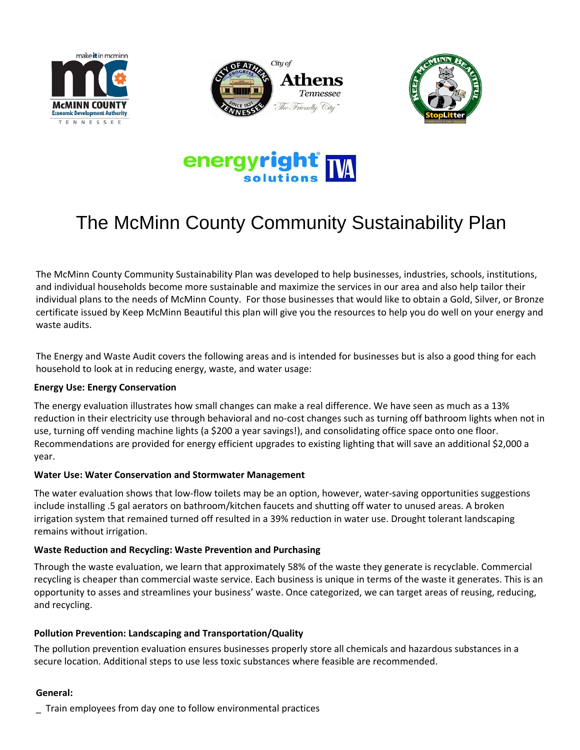# The McMinn County Community Sustainability Plan

The McMinn County Community Sustainability Plan was developed to help businesses, industries, schools, institutions, and individual households become more sustainable and maximize the services in our area and also help tailor their individual plans to the needs of McMinn County. For those businesses that would like to obtain a Gold, Silver, or Bronze certificate issued by Keep McMinn Beautiful this plan will give you the resources to help you do well on your energy and waste audits.

The Energy and Waste Audit covers the following areas and is intended for businesses but is also a good thing for each household to look at in reducing energy, waste, and water usage:

**Energy Use: Energy Conservation**

The energy evaluation illustrates how small changes can make a real difference. We have seen as much as a 13% reduction in their electricity use through behavioral and no-cost changes such as turning off bathroom lights when not in use, turning off vending machine lights (a $200 a year savings!), and consolidating office space onto one floor. Recommendations are provided for energy efficient upgrades to existing lighting that will save an additional $2,000 a year.

**Water Use: Water Conservation and Stormwater Management**

The water evaluation shows that low-flow toilets may be an option, however, water-saving opportunities suggestions include installing .5 gal aerators on bathroom/kitchen faucets and shutting off water to unused areas. A broken irrigation system that remained turned off resulted in a 39% reduction in water use. Drought tolerant landscaping remains without irrigation.

**Waste Reduction and Recycling: Waste Prevention and Purchasing**

Through the waste evaluation, we learn that approximately 58% of the waste they generate is recyclable. Commercial recycling is cheaper than commercial waste service. Each business is unique in terms of the waste it generates. This is an opportunity to asses and streamlines your business' waste. Once categorized, we can target areas of reusing, reducing, and recycling.

**Pollution Prevention: Landscaping and Transportation/Quality**

The pollution prevention evaluation ensures businesses properly store all chemicals and hazardous substances in a secure location. Additional steps to use less toxic substances where feasible are recommended.

**General:**

_ Train employees from day one to follow environmental practices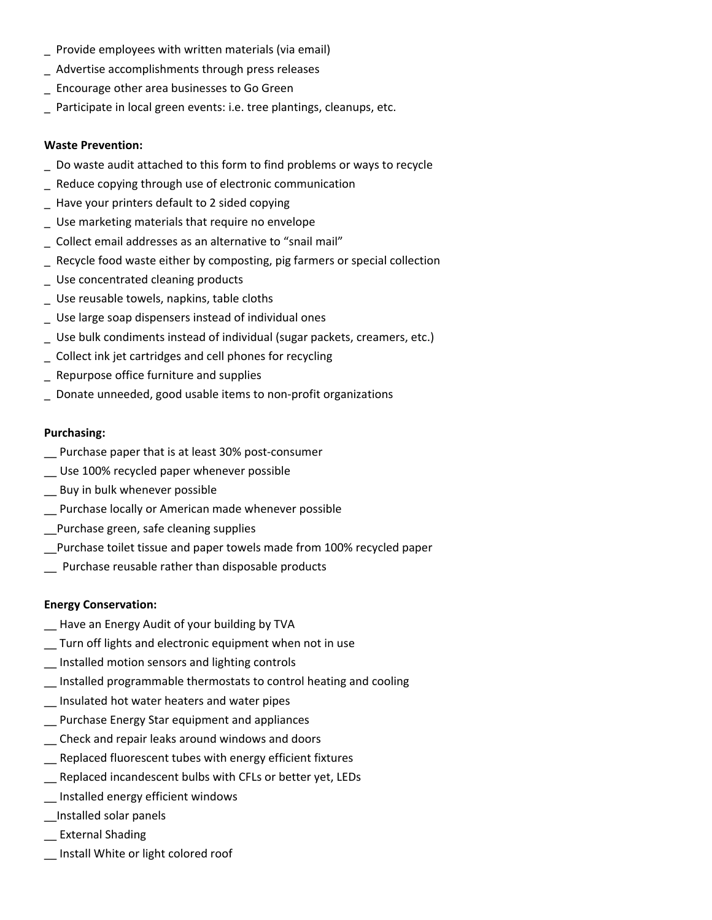_ Provide employees with written materials (via email)
_ Advertise accomplishments through press releases
_ Encourage other area businesses to Go Green
_ Participate in local green events: i.e. tree plantings, cleanups, etc.

**Waste Prevention:**

_ Do waste audit attached to this form to find problems or ways to recycle
_ Reduce copying through use of electronic communication
_ Have your printers default to 2 sided copying
_ Use marketing materials that require no envelope
_ Collect email addresses as an alternative to "snail mail"
_ Recycle food waste either by composting, pig farmers or special collection
_ Use concentrated cleaning products
_ Use reusable towels, napkins, table cloths
_ Use large soap dispensers instead of individual ones
_ Use bulk condiments instead of individual (sugar packets, creamers, etc.)
_ Collect ink jet cartridges and cell phones for recycling
_ Repurpose office furniture and supplies
_ Donate unneeded, good usable items to non-profit organizations

**Purchasing:**

__ Purchase paper that is at least 30% post-consumer
__ Use 100% recycled paper whenever possible
__ Buy in bulk whenever possible
__ Purchase locally or American made whenever possible
__Purchase green, safe cleaning supplies
__Purchase toilet tissue and paper towels made from 100% recycled paper
__ Purchase reusable rather than disposable products

**Energy Conservation:**

__ Have an Energy Audit of your building by TVA
__ Turn off lights and electronic equipment when not in use
__ Installed motion sensors and lighting controls
__ Installed programmable thermostats to control heating and cooling
__ Insulated hot water heaters and water pipes
__ Purchase Energy Star equipment and appliances
__ Check and repair leaks around windows and doors
__ Replaced fluorescent tubes with energy efficient fixtures
__ Replaced incandescent bulbs with CFLs or better yet, LEDs
__ Installed energy efficient windows
__Installed solar panels
__ External Shading
__ Install White or light colored roof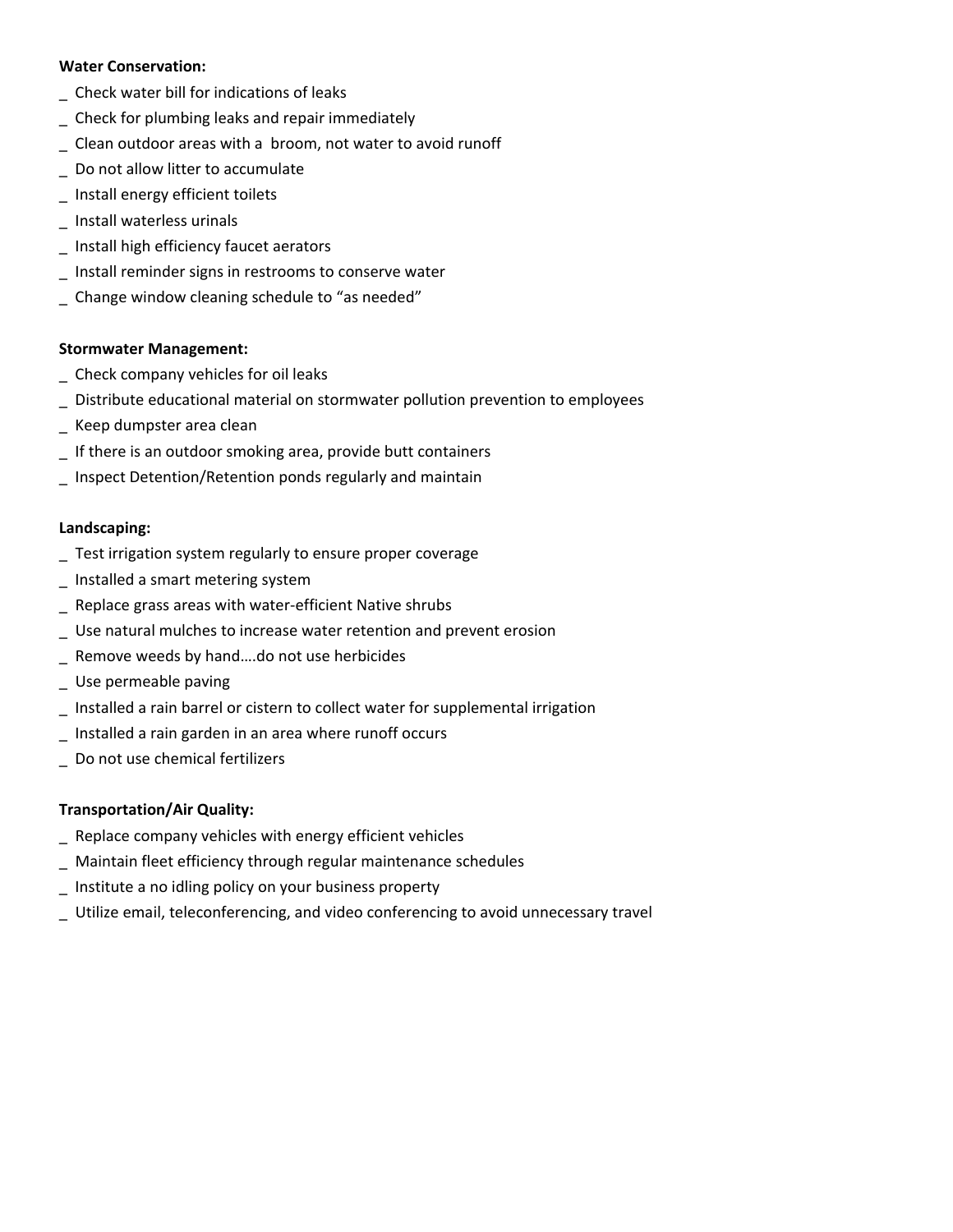**Water Conservation:**

_ Check water bill for indications of leaks
_ Check for plumbing leaks and repair immediately
_ Clean outdoor areas with a  broom, not water to avoid runoff
_ Do not allow litter to accumulate
_ Install energy efficient toilets
_ Install waterless urinals
_ Install high efficiency faucet aerators
_ Install reminder signs in restrooms to conserve water
_ Change window cleaning schedule to “as needed”

**Stormwater Management:**

_ Check company vehicles for oil leaks
_ Distribute educational material on stormwater pollution prevention to employees
_ Keep dumpster area clean
_ If there is an outdoor smoking area, provide butt containers
_ Inspect Detention/Retention ponds regularly and maintain

**Landscaping:**

_ Test irrigation system regularly to ensure proper coverage
_ Installed a smart metering system
_ Replace grass areas with water-efficient Native shrubs
_ Use natural mulches to increase water retention and prevent erosion
_ Remove weeds by hand….do not use herbicides
_ Use permeable paving
_ Installed a rain barrel or cistern to collect water for supplemental irrigation
_ Installed a rain garden in an area where runoff occurs
_ Do not use chemical fertilizers

**Transportation/Air Quality:**

_ Replace company vehicles with energy efficient vehicles
_ Maintain fleet efficiency through regular maintenance schedules
_ Institute a no idling policy on your business property
_ Utilize email, teleconferencing, and video conferencing to avoid unnecessary travel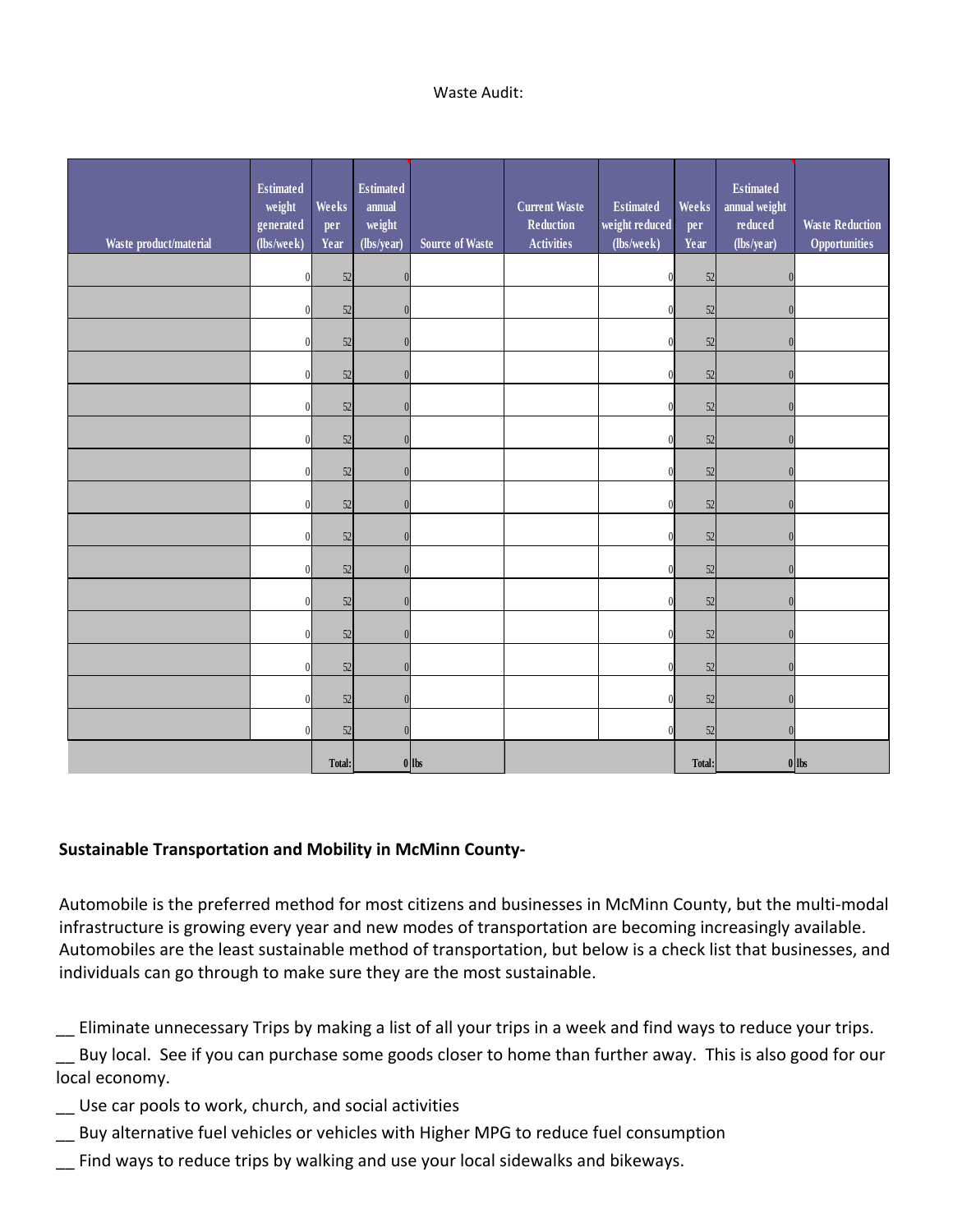Waste Audit:

| Waste product/material | Estimated weight generated (lbs/week) | Weeks per Year | Estimated annual weight (lbs/year) | Source of Waste | Current Waste Reduction Activities | Estimated weight reduced (lbs/week) | Weeks per Year | Estimated annual weight reduced (lbs/year) | Waste Reduction Opportunities |
|---|---|---|---|---|---|---|---|---|---|
| | 0 | 52 | 0 | | | 0 | 52 | 0 | |
| | 0 | 52 | 0 | | | 0 | 52 | 0 | |
| | 0 | 52 | 0 | | | 0 | 52 | 0 | |
| | 0 | 52 | 0 | | | 0 | 52 | 0 | |
| | 0 | 52 | 0 | | | 0 | 52 | 0 | |
| | 0 | 52 | 0 | | | 0 | 52 | 0 | |
| | 0 | 52 | 0 | | | 0 | 52 | 0 | |
| | 0 | 52 | 0 | | | 0 | 52 | 0 | |
| | 0 | 52 | 0 | | | 0 | 52 | 0 | |
| | 0 | 52 | 0 | | | 0 | 52 | 0 | |
| | 0 | 52 | 0 | | | 0 | 52 | 0 | |
| | 0 | 52 | 0 | | | 0 | 52 | 0 | |
| | 0 | 52 | 0 | | | 0 | 52 | 0 | |
| | 0 | 52 | 0 | | | 0 | 52 | 0 | |
| | 0 | 52 | 0 | | | 0 | 52 | 0 | |
| | | Total: | 0 | lbs | | | Total: | 0 | lbs |

**Sustainable Transportation and Mobility in McMinn County-**

Automobile is the preferred method for most citizens and businesses in McMinn County, but the multi-modal infrastructure is growing every year and new modes of transportation are becoming increasingly available. Automobiles are the least sustainable method of transportation, but below is a check list that businesses, and individuals can go through to make sure they are the most sustainable.

__ Eliminate unnecessary Trips by making a list of all your trips in a week and find ways to reduce your trips.

__ Buy local. See if you can purchase some goods closer to home than further away. This is also good for our local economy.

__ Use car pools to work, church, and social activities

__ Buy alternative fuel vehicles or vehicles with Higher MPG to reduce fuel consumption

__ Find ways to reduce trips by walking and use your local sidewalks and bikeways.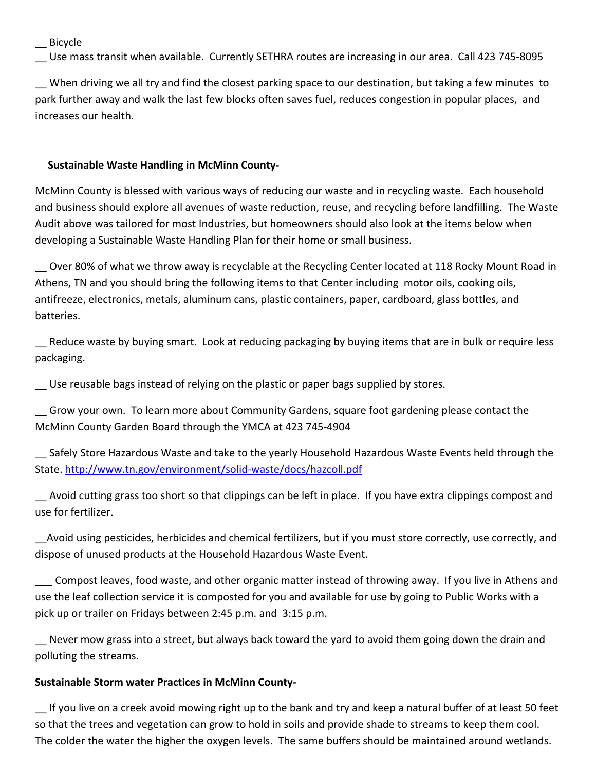__ Bicycle
__ Use mass transit when available. Currently SETHRA routes are increasing in our area. Call 423 745-8095

__ When driving we all try and find the closest parking space to our destination, but taking a few minutes to park further away and walk the last few blocks often saves fuel, reduces congestion in popular places, and increases our health.

**Sustainable Waste Handling in McMinn County-**

McMinn County is blessed with various ways of reducing our waste and in recycling waste. Each household and business should explore all avenues of waste reduction, reuse, and recycling before landfilling. The Waste Audit above was tailored for most Industries, but homeowners should also look at the items below when developing a Sustainable Waste Handling Plan for their home or small business.

__ Over 80% of what we throw away is recyclable at the Recycling Center located at 118 Rocky Mount Road in Athens, TN and you should bring the following items to that Center including motor oils, cooking oils, antifreeze, electronics, metals, aluminum cans, plastic containers, paper, cardboard, glass bottles, and batteries.

__ Reduce waste by buying smart. Look at reducing packaging by buying items that are in bulk or require less packaging.

__ Use reusable bags instead of relying on the plastic or paper bags supplied by stores.

__ Grow your own. To learn more about Community Gardens, square foot gardening please contact the McMinn County Garden Board through the YMCA at 423 745-4904

__ Safely Store Hazardous Waste and take to the yearly Household Hazardous Waste Events held through the State. http://www.tn.gov/environment/solid-waste/docs/hazcoll.pdf

__ Avoid cutting grass too short so that clippings can be left in place. If you have extra clippings compost and use for fertilizer.

__Avoid using pesticides, herbicides and chemical fertilizers, but if you must store correctly, use correctly, and dispose of unused products at the Household Hazardous Waste Event.

___ Compost leaves, food waste, and other organic matter instead of throwing away. If you live in Athens and use the leaf collection service it is composted for you and available for use by going to Public Works with a pick up or trailer on Fridays between 2:45 p.m. and 3:15 p.m.

__ Never mow grass into a street, but always back toward the yard to avoid them going down the drain and polluting the streams.

**Sustainable Storm water Practices in McMinn County-**

__ If you live on a creek avoid mowing right up to the bank and try and keep a natural buffer of at least 50 feet so that the trees and vegetation can grow to hold in soils and provide shade to streams to keep them cool. The colder the water the higher the oxygen levels. The same buffers should be maintained around wetlands.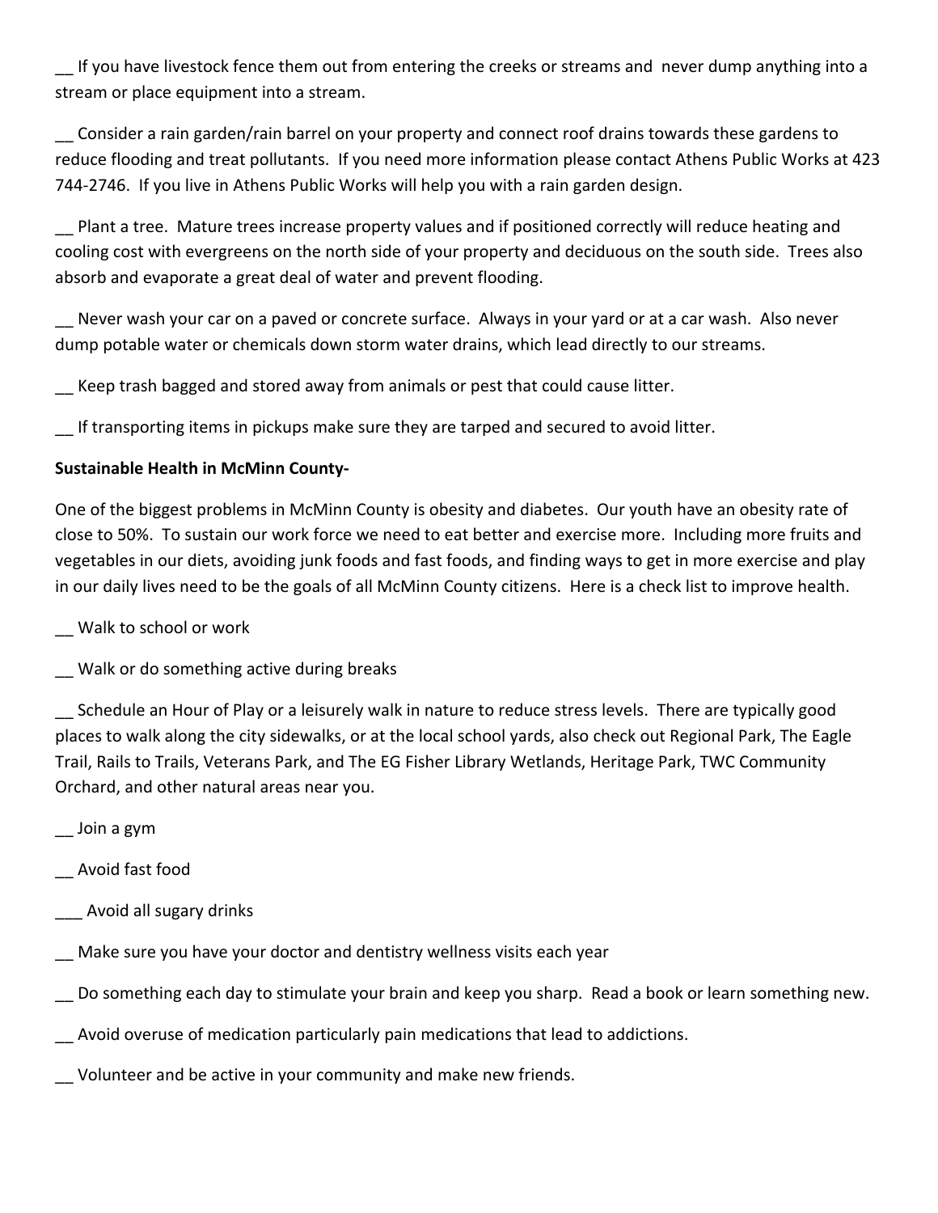__ If you have livestock fence them out from entering the creeks or streams and  never dump anything into a stream or place equipment into a stream.

__ Consider a rain garden/rain barrel on your property and connect roof drains towards these gardens to reduce flooding and treat pollutants.  If you need more information please contact Athens Public Works at 423 744-2746.  If you live in Athens Public Works will help you with a rain garden design.

__ Plant a tree.  Mature trees increase property values and if positioned correctly will reduce heating and cooling cost with evergreens on the north side of your property and deciduous on the south side.  Trees also absorb and evaporate a great deal of water and prevent flooding.

__ Never wash your car on a paved or concrete surface.  Always in your yard or at a car wash.  Also never dump potable water or chemicals down storm water drains, which lead directly to our streams.

__ Keep trash bagged and stored away from animals or pest that could cause litter.

__ If transporting items in pickups make sure they are tarped and secured to avoid litter.

**Sustainable Health in McMinn County-**

One of the biggest problems in McMinn County is obesity and diabetes.  Our youth have an obesity rate of close to 50%.  To sustain our work force we need to eat better and exercise more.  Including more fruits and vegetables in our diets, avoiding junk foods and fast foods, and finding ways to get in more exercise and play in our daily lives need to be the goals of all McMinn County citizens.  Here is a check list to improve health.

__ Walk to school or work

__ Walk or do something active during breaks

__ Schedule an Hour of Play or a leisurely walk in nature to reduce stress levels.  There are typically good places to walk along the city sidewalks, or at the local school yards, also check out Regional Park, The Eagle Trail, Rails to Trails, Veterans Park, and The EG Fisher Library Wetlands, Heritage Park, TWC Community Orchard, and other natural areas near you.

__ Join a gym

__ Avoid fast food

___ Avoid all sugary drinks

__ Make sure you have your doctor and dentistry wellness visits each year

__ Do something each day to stimulate your brain and keep you sharp.  Read a book or learn something new.

__ Avoid overuse of medication particularly pain medications that lead to addictions.

__ Volunteer and be active in your community and make new friends.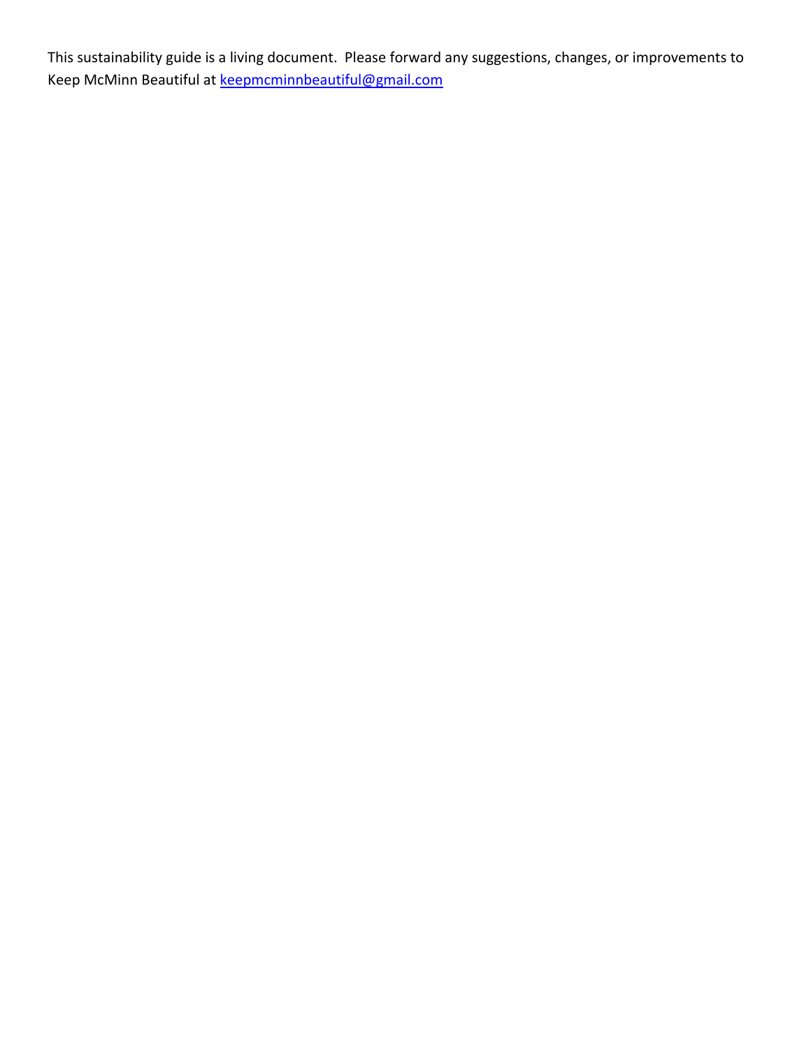This sustainability guide is a living document. Please forward any suggestions, changes, or improvements to Keep McMinn Beautiful at keepmcminnbeautiful@gmail.com